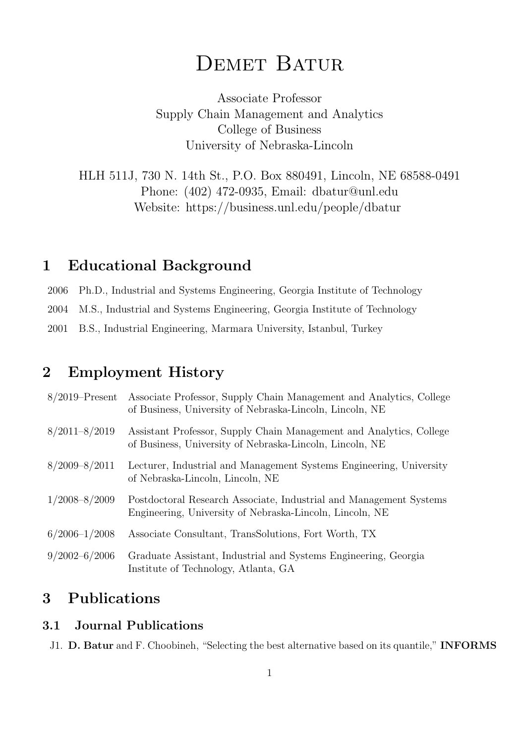# Demet Batur

Associate Professor
Supply Chain Management and Analytics
College of Business
University of Nebraska-Lincoln

HLH 511J, 730 N. 14th St., P.O. Box 880491, Lincoln, NE 68588-0491
Phone: (402) 472-0935, Email: dbatur@unl.edu
Website: https://business.unl.edu/people/dbatur

## 1 Educational Background

2006 Ph.D., Industrial and Systems Engineering, Georgia Institute of Technology

2004 M.S., Industrial and Systems Engineering, Georgia Institute of Technology

2001 B.S., Industrial Engineering, Marmara University, Istanbul, Turkey

## 2 Employment History

8/2019–Present Associate Professor, Supply Chain Management and Analytics, College of Business, University of Nebraska-Lincoln, Lincoln, NE

8/2011–8/2019 Assistant Professor, Supply Chain Management and Analytics, College of Business, University of Nebraska-Lincoln, Lincoln, NE

8/2009–8/2011 Lecturer, Industrial and Management Systems Engineering, University of Nebraska-Lincoln, Lincoln, NE

1/2008–8/2009 Postdoctoral Research Associate, Industrial and Management Systems Engineering, University of Nebraska-Lincoln, Lincoln, NE

6/2006–1/2008 Associate Consultant, TransSolutions, Fort Worth, TX

9/2002–6/2006 Graduate Assistant, Industrial and Systems Engineering, Georgia Institute of Technology, Atlanta, GA

## 3 Publications

### 3.1 Journal Publications

J1. **D. Batur** and F. Choobineh, "Selecting the best alternative based on its quantile," **INFORMS**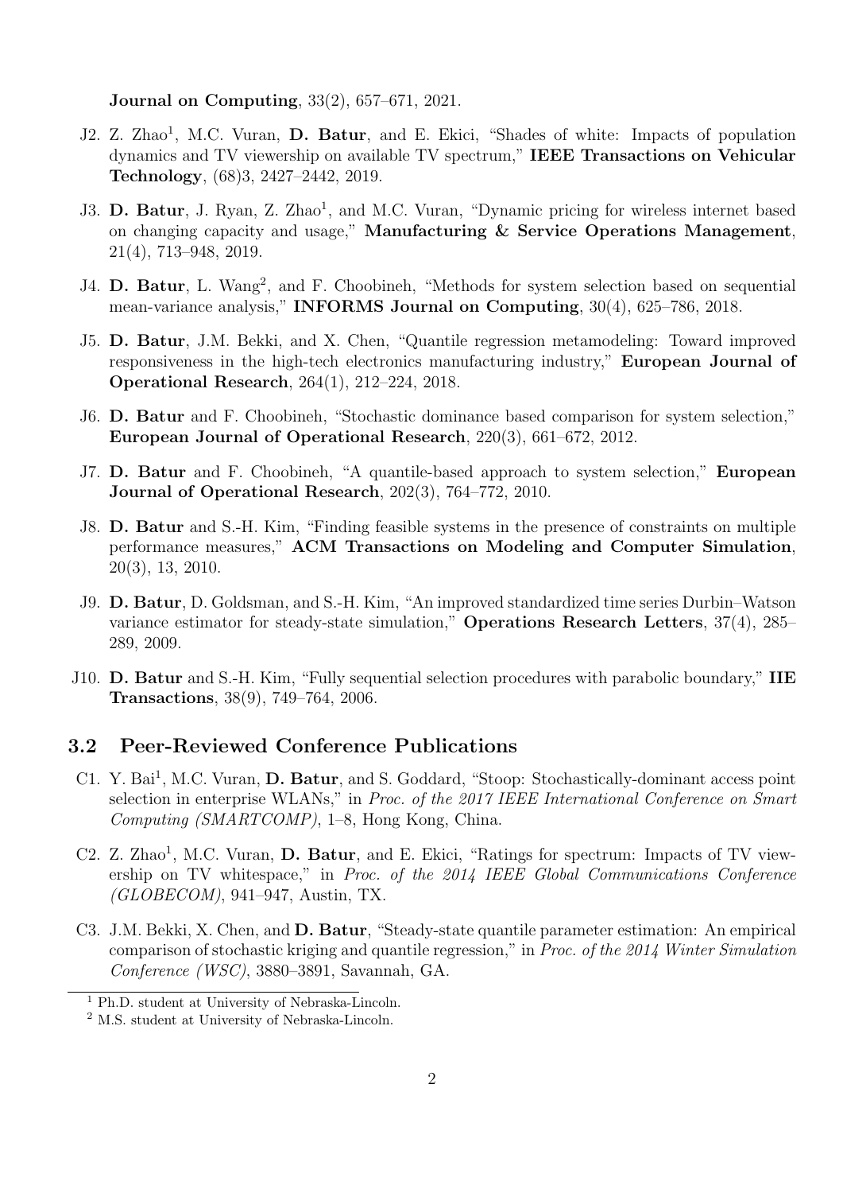**Journal on Computing**, 33(2), 657–671, 2021.

J2. Z. Zhao[1], M.C. Vuran, **D. Batur**, and E. Ekici, "Shades of white: Impacts of population dynamics and TV viewership on available TV spectrum," **IEEE Transactions on Vehicular Technology**, (68)3, 2427–2442, 2019.

J3. **D. Batur**, J. Ryan, Z. Zhao[1], and M.C. Vuran, "Dynamic pricing for wireless internet based on changing capacity and usage," **Manufacturing & Service Operations Management**, 21(4), 713–948, 2019.

J4. **D. Batur**, L. Wang[2], and F. Choobineh, "Methods for system selection based on sequential mean-variance analysis," **INFORMS Journal on Computing**, 30(4), 625–786, 2018.

J5. **D. Batur**, J.M. Bekki, and X. Chen, "Quantile regression metamodeling: Toward improved responsiveness in the high-tech electronics manufacturing industry," **European Journal of Operational Research**, 264(1), 212–224, 2018.

J6. **D. Batur** and F. Choobineh, "Stochastic dominance based comparison for system selection," **European Journal of Operational Research**, 220(3), 661–672, 2012.

J7. **D. Batur** and F. Choobineh, "A quantile-based approach to system selection," **European Journal of Operational Research**, 202(3), 764–772, 2010.

J8. **D. Batur** and S.-H. Kim, "Finding feasible systems in the presence of constraints on multiple performance measures," **ACM Transactions on Modeling and Computer Simulation**, 20(3), 13, 2010.

J9. **D. Batur**, D. Goldsman, and S.-H. Kim, "An improved standardized time series Durbin–Watson variance estimator for steady-state simulation," **Operations Research Letters**, 37(4), 285–289, 2009.

J10. **D. Batur** and S.-H. Kim, "Fully sequential selection procedures with parabolic boundary," **IIE Transactions**, 38(9), 749–764, 2006.

## 3.2 Peer-Reviewed Conference Publications

C1. Y. Bai[1], M.C. Vuran, **D. Batur**, and S. Goddard, "Stoop: Stochastically-dominant access point selection in enterprise WLANs," in *Proc. of the 2017 IEEE International Conference on Smart Computing (SMARTCOMP)*, 1–8, Hong Kong, China.

C2. Z. Zhao[1], M.C. Vuran, **D. Batur**, and E. Ekici, "Ratings for spectrum: Impacts of TV viewership on TV whitespace," in *Proc. of the 2014 IEEE Global Communications Conference (GLOBECOM)*, 941–947, Austin, TX.

C3. J.M. Bekki, X. Chen, and **D. Batur**, "Steady-state quantile parameter estimation: An empirical comparison of stochastic kriging and quantile regression," in *Proc. of the 2014 Winter Simulation Conference (WSC)*, 3880–3891, Savannah, GA.

[1] Ph.D. student at University of Nebraska-Lincoln.

[2] M.S. student at University of Nebraska-Lincoln.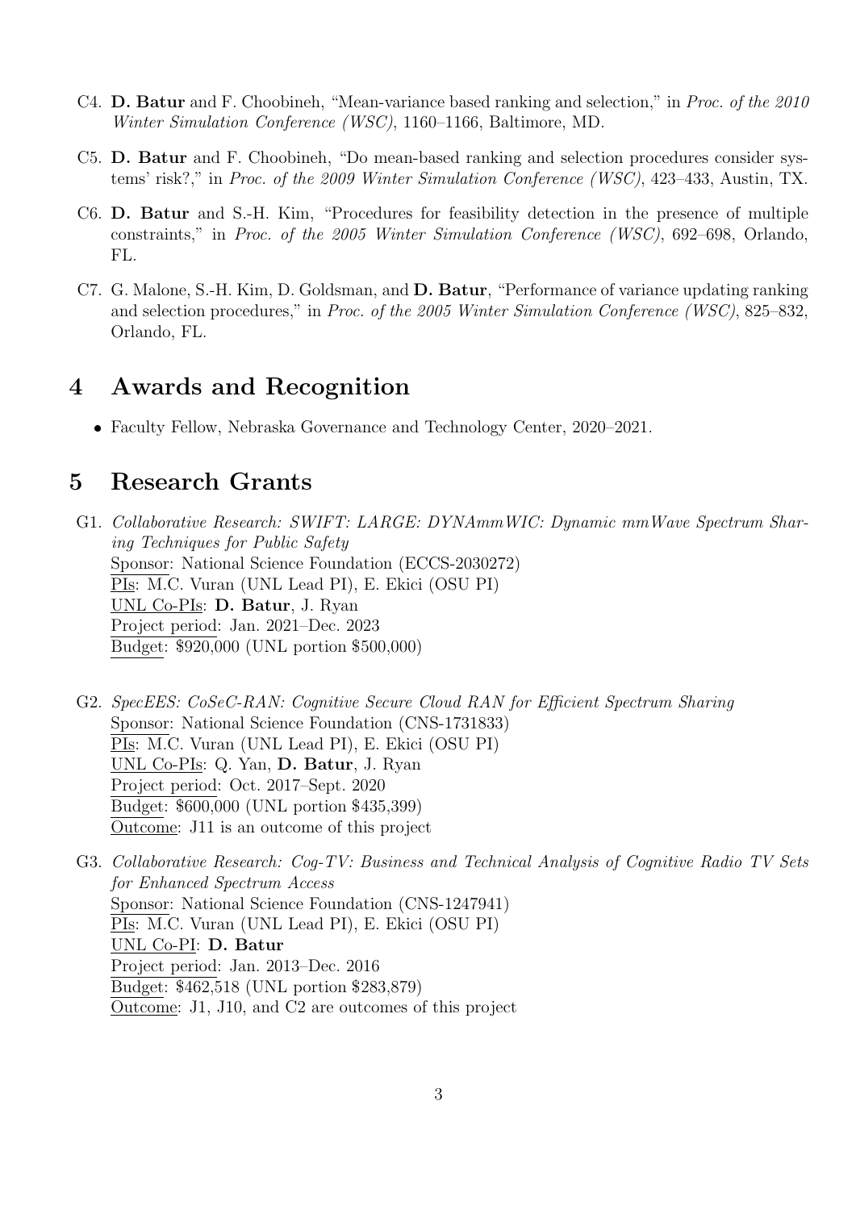C4. **D. Batur** and F. Choobineh, "Mean-variance based ranking and selection," in *Proc. of the 2010 Winter Simulation Conference (WSC)*, 1160–1166, Baltimore, MD.

C5. **D. Batur** and F. Choobineh, "Do mean-based ranking and selection procedures consider systems' risk?," in *Proc. of the 2009 Winter Simulation Conference (WSC)*, 423–433, Austin, TX.

C6. **D. Batur** and S.-H. Kim, "Procedures for feasibility detection in the presence of multiple constraints," in *Proc. of the 2005 Winter Simulation Conference (WSC)*, 692–698, Orlando, FL.

C7. G. Malone, S.-H. Kim, D. Goldsman, and **D. Batur**, "Performance of variance updating ranking and selection procedures," in *Proc. of the 2005 Winter Simulation Conference (WSC)*, 825–832, Orlando, FL.

# 4 Awards and Recognition

- Faculty Fellow, Nebraska Governance and Technology Center, 2020–2021.

# 5 Research Grants

G1. *Collaborative Research: SWIFT: LARGE: DYNAmmWIC: Dynamic mmWave Spectrum Sharing Techniques for Public Safety*
Sponsor: National Science Foundation (ECCS-2030272)
PIs: M.C. Vuran (UNL Lead PI), E. Ekici (OSU PI)
UNL Co-PIs: **D. Batur**, J. Ryan
Project period: Jan. 2021–Dec. 2023
Budget: \$920,000 (UNL portion \$500,000)

G2. *SpecEES: CoSeC-RAN: Cognitive Secure Cloud RAN for Efficient Spectrum Sharing*
Sponsor: National Science Foundation (CNS-1731833)
PIs: M.C. Vuran (UNL Lead PI), E. Ekici (OSU PI)
UNL Co-PIs: Q. Yan, **D. Batur**, J. Ryan
Project period: Oct. 2017–Sept. 2020
Budget: \$600,000 (UNL portion \$435,399)
Outcome: J11 is an outcome of this project

G3. *Collaborative Research: Cog-TV: Business and Technical Analysis of Cognitive Radio TV Sets for Enhanced Spectrum Access*
Sponsor: National Science Foundation (CNS-1247941)
PIs: M.C. Vuran (UNL Lead PI), E. Ekici (OSU PI)
UNL Co-PI: **D. Batur**
Project period: Jan. 2013–Dec. 2016
Budget: \$462,518 (UNL portion \$283,879)
Outcome: J1, J10, and C2 are outcomes of this project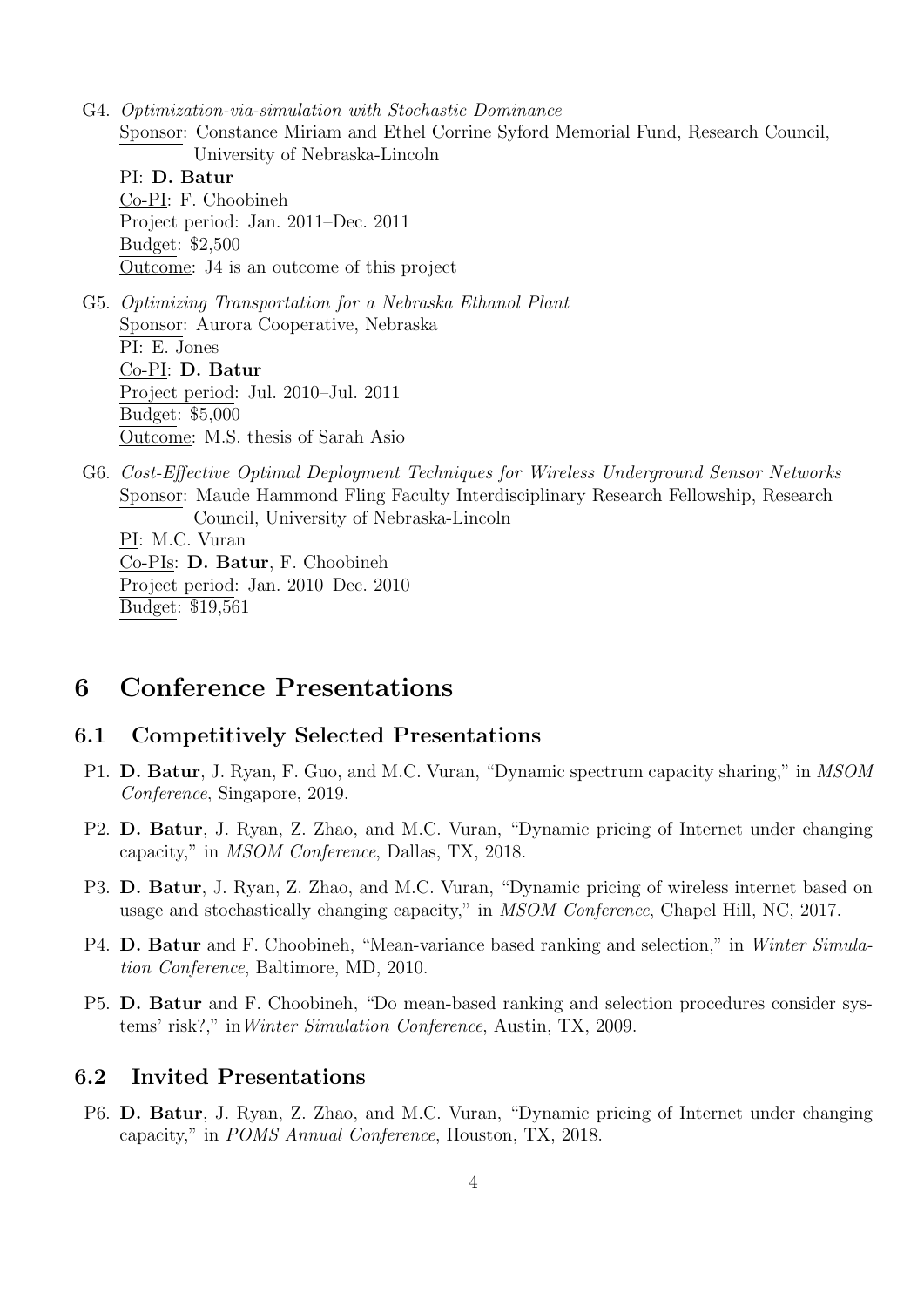G4. *Optimization-via-simulation with Stochastic Dominance*
Sponsor: Constance Miriam and Ethel Corrine Syford Memorial Fund, Research Council, University of Nebraska-Lincoln
PI: **D. Batur**
Co-PI: F. Choobineh
Project period: Jan. 2011–Dec. 2011
Budget: $2,500
Outcome: J4 is an outcome of this project

G5. *Optimizing Transportation for a Nebraska Ethanol Plant*
Sponsor: Aurora Cooperative, Nebraska
PI: E. Jones
Co-PI: **D. Batur**
Project period: Jul. 2010–Jul. 2011
Budget: $5,000
Outcome: M.S. thesis of Sarah Asio

G6. *Cost-Effective Optimal Deployment Techniques for Wireless Underground Sensor Networks*
Sponsor: Maude Hammond Fling Faculty Interdisciplinary Research Fellowship, Research Council, University of Nebraska-Lincoln
PI: M.C. Vuran
Co-PIs: **D. Batur**, F. Choobineh
Project period: Jan. 2010–Dec. 2010
Budget: $19,561

# 6 Conference Presentations

## 6.1 Competitively Selected Presentations

P1. **D. Batur**, J. Ryan, F. Guo, and M.C. Vuran, "Dynamic spectrum capacity sharing," in *MSOM Conference*, Singapore, 2019.

P2. **D. Batur**, J. Ryan, Z. Zhao, and M.C. Vuran, "Dynamic pricing of Internet under changing capacity," in *MSOM Conference*, Dallas, TX, 2018.

P3. **D. Batur**, J. Ryan, Z. Zhao, and M.C. Vuran, "Dynamic pricing of wireless internet based on usage and stochastically changing capacity," in *MSOM Conference*, Chapel Hill, NC, 2017.

P4. **D. Batur** and F. Choobineh, "Mean-variance based ranking and selection," in *Winter Simulation Conference*, Baltimore, MD, 2010.

P5. **D. Batur** and F. Choobineh, "Do mean-based ranking and selection procedures consider systems' risk?," in *Winter Simulation Conference*, Austin, TX, 2009.

## 6.2 Invited Presentations

P6. **D. Batur**, J. Ryan, Z. Zhao, and M.C. Vuran, "Dynamic pricing of Internet under changing capacity," in *POMS Annual Conference*, Houston, TX, 2018.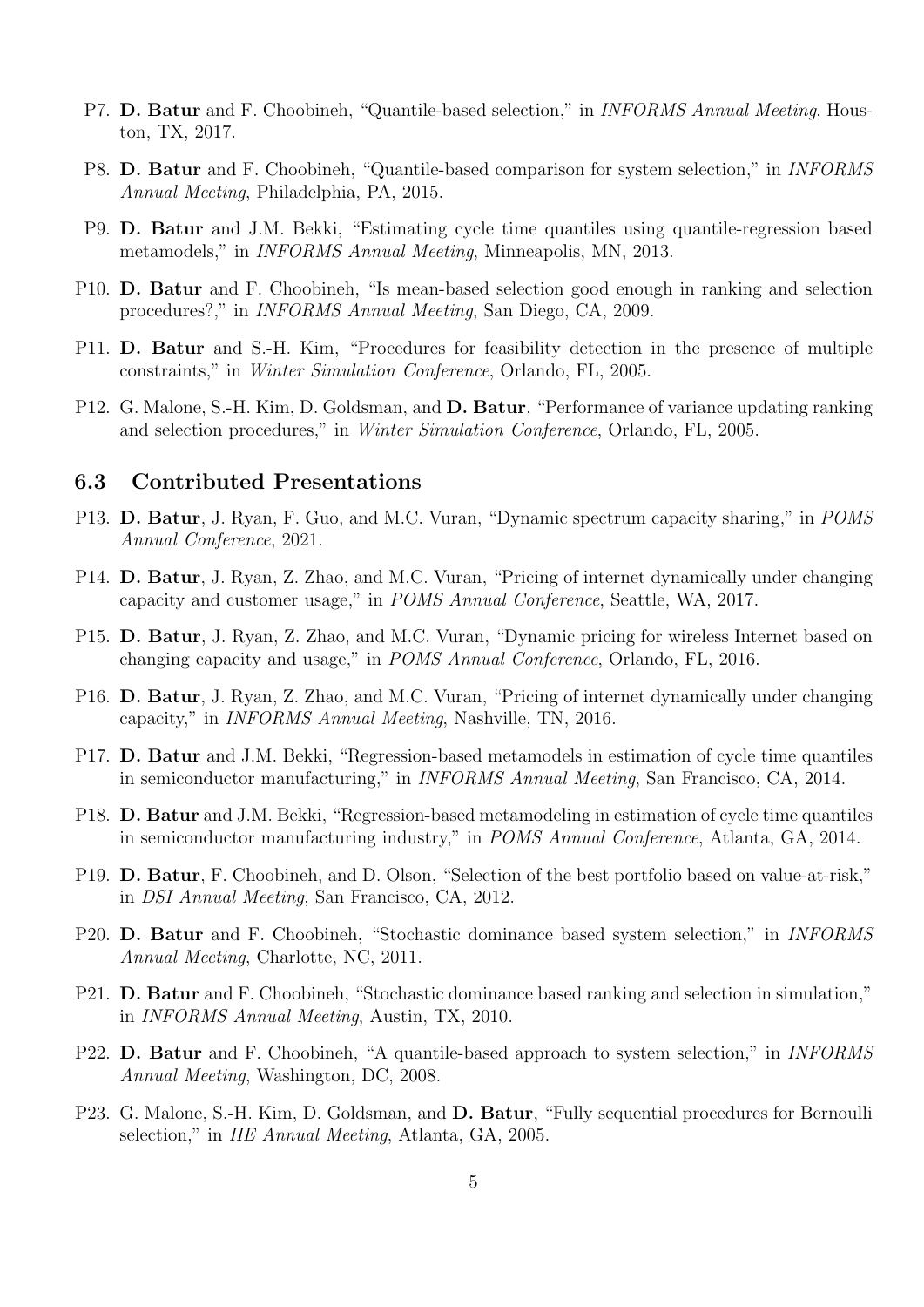P7. **D. Batur** and F. Choobineh, "Quantile-based selection," in *INFORMS Annual Meeting*, Houston, TX, 2017.

P8. **D. Batur** and F. Choobineh, "Quantile-based comparison for system selection," in *INFORMS Annual Meeting*, Philadelphia, PA, 2015.

P9. **D. Batur** and J.M. Bekki, "Estimating cycle time quantiles using quantile-regression based metamodels," in *INFORMS Annual Meeting*, Minneapolis, MN, 2013.

P10. **D. Batur** and F. Choobineh, "Is mean-based selection good enough in ranking and selection procedures?," in *INFORMS Annual Meeting*, San Diego, CA, 2009.

P11. **D. Batur** and S.-H. Kim, "Procedures for feasibility detection in the presence of multiple constraints," in *Winter Simulation Conference*, Orlando, FL, 2005.

P12. G. Malone, S.-H. Kim, D. Goldsman, and **D. Batur**, "Performance of variance updating ranking and selection procedures," in *Winter Simulation Conference*, Orlando, FL, 2005.

### 6.3 Contributed Presentations

P13. **D. Batur**, J. Ryan, F. Guo, and M.C. Vuran, "Dynamic spectrum capacity sharing," in *POMS Annual Conference*, 2021.

P14. **D. Batur**, J. Ryan, Z. Zhao, and M.C. Vuran, "Pricing of internet dynamically under changing capacity and customer usage," in *POMS Annual Conference*, Seattle, WA, 2017.

P15. **D. Batur**, J. Ryan, Z. Zhao, and M.C. Vuran, "Dynamic pricing for wireless Internet based on changing capacity and usage," in *POMS Annual Conference*, Orlando, FL, 2016.

P16. **D. Batur**, J. Ryan, Z. Zhao, and M.C. Vuran, "Pricing of internet dynamically under changing capacity," in *INFORMS Annual Meeting*, Nashville, TN, 2016.

P17. **D. Batur** and J.M. Bekki, "Regression-based metamodels in estimation of cycle time quantiles in semiconductor manufacturing," in *INFORMS Annual Meeting*, San Francisco, CA, 2014.

P18. **D. Batur** and J.M. Bekki, "Regression-based metamodeling in estimation of cycle time quantiles in semiconductor manufacturing industry," in *POMS Annual Conference*, Atlanta, GA, 2014.

P19. **D. Batur**, F. Choobineh, and D. Olson, "Selection of the best portfolio based on value-at-risk," in *DSI Annual Meeting*, San Francisco, CA, 2012.

P20. **D. Batur** and F. Choobineh, "Stochastic dominance based system selection," in *INFORMS Annual Meeting*, Charlotte, NC, 2011.

P21. **D. Batur** and F. Choobineh, "Stochastic dominance based ranking and selection in simulation," in *INFORMS Annual Meeting*, Austin, TX, 2010.

P22. **D. Batur** and F. Choobineh, "A quantile-based approach to system selection," in *INFORMS Annual Meeting*, Washington, DC, 2008.

P23. G. Malone, S.-H. Kim, D. Goldsman, and **D. Batur**, "Fully sequential procedures for Bernoulli selection," in *IIE Annual Meeting*, Atlanta, GA, 2005.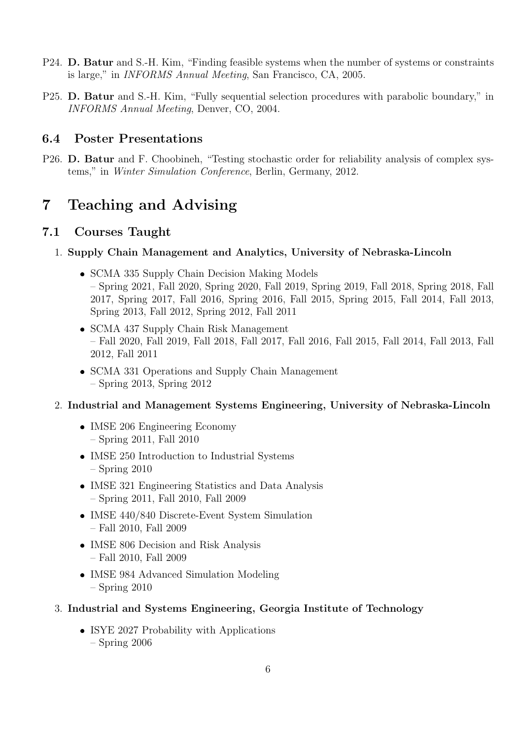P24. **D. Batur** and S.-H. Kim, "Finding feasible systems when the number of systems or constraints is large," in *INFORMS Annual Meeting*, San Francisco, CA, 2005.

P25. **D. Batur** and S.-H. Kim, "Fully sequential selection procedures with parabolic boundary," in *INFORMS Annual Meeting*, Denver, CO, 2004.

### 6.4 Poster Presentations

P26. **D. Batur** and F. Choobineh, "Testing stochastic order for reliability analysis of complex systems," in *Winter Simulation Conference*, Berlin, Germany, 2012.

## 7 Teaching and Advising

### 7.1 Courses Taught

1. **Supply Chain Management and Analytics, University of Nebraska-Lincoln**
   - SCMA 335 Supply Chain Decision Making Models
     – Spring 2021, Fall 2020, Spring 2020, Fall 2019, Spring 2019, Fall 2018, Spring 2018, Fall 2017, Spring 2017, Fall 2016, Spring 2016, Fall 2015, Spring 2015, Fall 2014, Fall 2013, Spring 2013, Fall 2012, Spring 2012, Fall 2011
   - SCMA 437 Supply Chain Risk Management
     – Fall 2020, Fall 2019, Fall 2018, Fall 2017, Fall 2016, Fall 2015, Fall 2014, Fall 2013, Fall 2012, Fall 2011
   - SCMA 331 Operations and Supply Chain Management
     – Spring 2013, Spring 2012

2. **Industrial and Management Systems Engineering, University of Nebraska-Lincoln**
   - IMSE 206 Engineering Economy
     – Spring 2011, Fall 2010
   - IMSE 250 Introduction to Industrial Systems
     – Spring 2010
   - IMSE 321 Engineering Statistics and Data Analysis
     – Spring 2011, Fall 2010, Fall 2009
   - IMSE 440/840 Discrete-Event System Simulation
     – Fall 2010, Fall 2009
   - IMSE 806 Decision and Risk Analysis
     – Fall 2010, Fall 2009
   - IMSE 984 Advanced Simulation Modeling
     – Spring 2010

3. **Industrial and Systems Engineering, Georgia Institute of Technology**
   - ISYE 2027 Probability with Applications
     – Spring 2006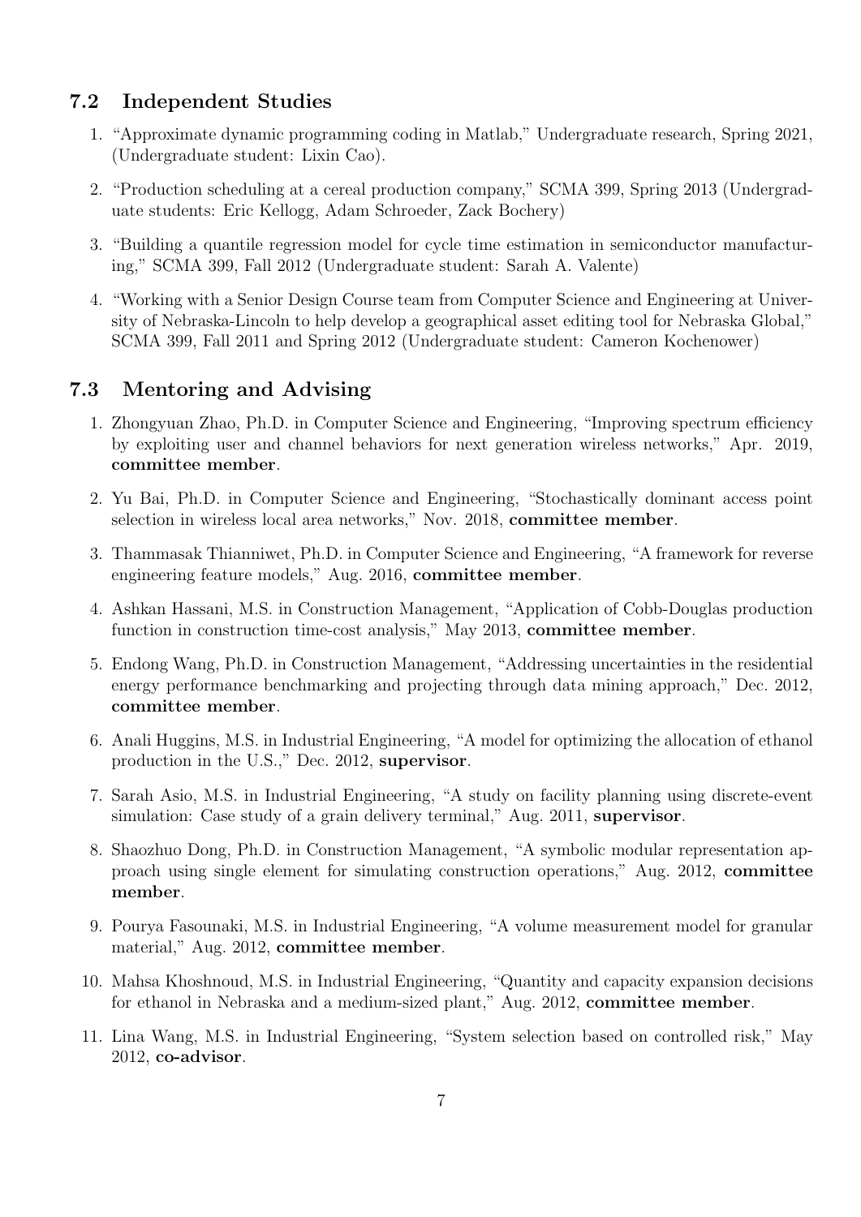### 7.2 Independent Studies

1. "Approximate dynamic programming coding in Matlab," Undergraduate research, Spring 2021, (Undergraduate student: Lixin Cao).
2. "Production scheduling at a cereal production company," SCMA 399, Spring 2013 (Undergraduate students: Eric Kellogg, Adam Schroeder, Zack Bochery)
3. "Building a quantile regression model for cycle time estimation in semiconductor manufacturing," SCMA 399, Fall 2012 (Undergraduate student: Sarah A. Valente)
4. "Working with a Senior Design Course team from Computer Science and Engineering at University of Nebraska-Lincoln to help develop a geographical asset editing tool for Nebraska Global," SCMA 399, Fall 2011 and Spring 2012 (Undergraduate student: Cameron Kochenower)

### 7.3 Mentoring and Advising

1. Zhongyuan Zhao, Ph.D. in Computer Science and Engineering, "Improving spectrum efficiency by exploiting user and channel behaviors for next generation wireless networks," Apr. 2019, **committee member**.
2. Yu Bai, Ph.D. in Computer Science and Engineering, "Stochastically dominant access point selection in wireless local area networks," Nov. 2018, **committee member**.
3. Thammasak Thianniwet, Ph.D. in Computer Science and Engineering, "A framework for reverse engineering feature models," Aug. 2016, **committee member**.
4. Ashkan Hassani, M.S. in Construction Management, "Application of Cobb-Douglas production function in construction time-cost analysis," May 2013, **committee member**.
5. Endong Wang, Ph.D. in Construction Management, "Addressing uncertainties in the residential energy performance benchmarking and projecting through data mining approach," Dec. 2012, **committee member**.
6. Anali Huggins, M.S. in Industrial Engineering, "A model for optimizing the allocation of ethanol production in the U.S.," Dec. 2012, **supervisor**.
7. Sarah Asio, M.S. in Industrial Engineering, "A study on facility planning using discrete-event simulation: Case study of a grain delivery terminal," Aug. 2011, **supervisor**.
8. Shaozhuo Dong, Ph.D. in Construction Management, "A symbolic modular representation approach using single element for simulating construction operations," Aug. 2012, **committee member**.
9. Pourya Fasounaki, M.S. in Industrial Engineering, "A volume measurement model for granular material," Aug. 2012, **committee member**.
10. Mahsa Khoshnoud, M.S. in Industrial Engineering, "Quantity and capacity expansion decisions for ethanol in Nebraska and a medium-sized plant," Aug. 2012, **committee member**.
11. Lina Wang, M.S. in Industrial Engineering, "System selection based on controlled risk," May 2012, **co-advisor**.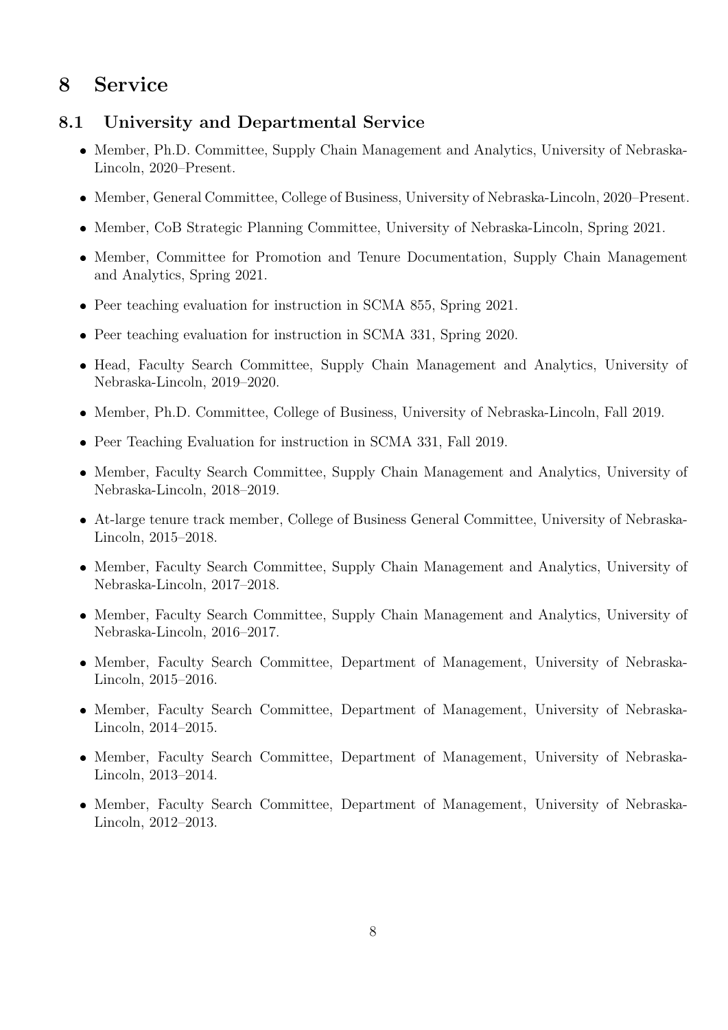# 8 Service

## 8.1 University and Departmental Service

- Member, Ph.D. Committee, Supply Chain Management and Analytics, University of Nebraska-Lincoln, 2020–Present.
- Member, General Committee, College of Business, University of Nebraska-Lincoln, 2020–Present.
- Member, CoB Strategic Planning Committee, University of Nebraska-Lincoln, Spring 2021.
- Member, Committee for Promotion and Tenure Documentation, Supply Chain Management and Analytics, Spring 2021.
- Peer teaching evaluation for instruction in SCMA 855, Spring 2021.
- Peer teaching evaluation for instruction in SCMA 331, Spring 2020.
- Head, Faculty Search Committee, Supply Chain Management and Analytics, University of Nebraska-Lincoln, 2019–2020.
- Member, Ph.D. Committee, College of Business, University of Nebraska-Lincoln, Fall 2019.
- Peer Teaching Evaluation for instruction in SCMA 331, Fall 2019.
- Member, Faculty Search Committee, Supply Chain Management and Analytics, University of Nebraska-Lincoln, 2018–2019.
- At-large tenure track member, College of Business General Committee, University of Nebraska-Lincoln, 2015–2018.
- Member, Faculty Search Committee, Supply Chain Management and Analytics, University of Nebraska-Lincoln, 2017–2018.
- Member, Faculty Search Committee, Supply Chain Management and Analytics, University of Nebraska-Lincoln, 2016–2017.
- Member, Faculty Search Committee, Department of Management, University of Nebraska-Lincoln, 2015–2016.
- Member, Faculty Search Committee, Department of Management, University of Nebraska-Lincoln, 2014–2015.
- Member, Faculty Search Committee, Department of Management, University of Nebraska-Lincoln, 2013–2014.
- Member, Faculty Search Committee, Department of Management, University of Nebraska-Lincoln, 2012–2013.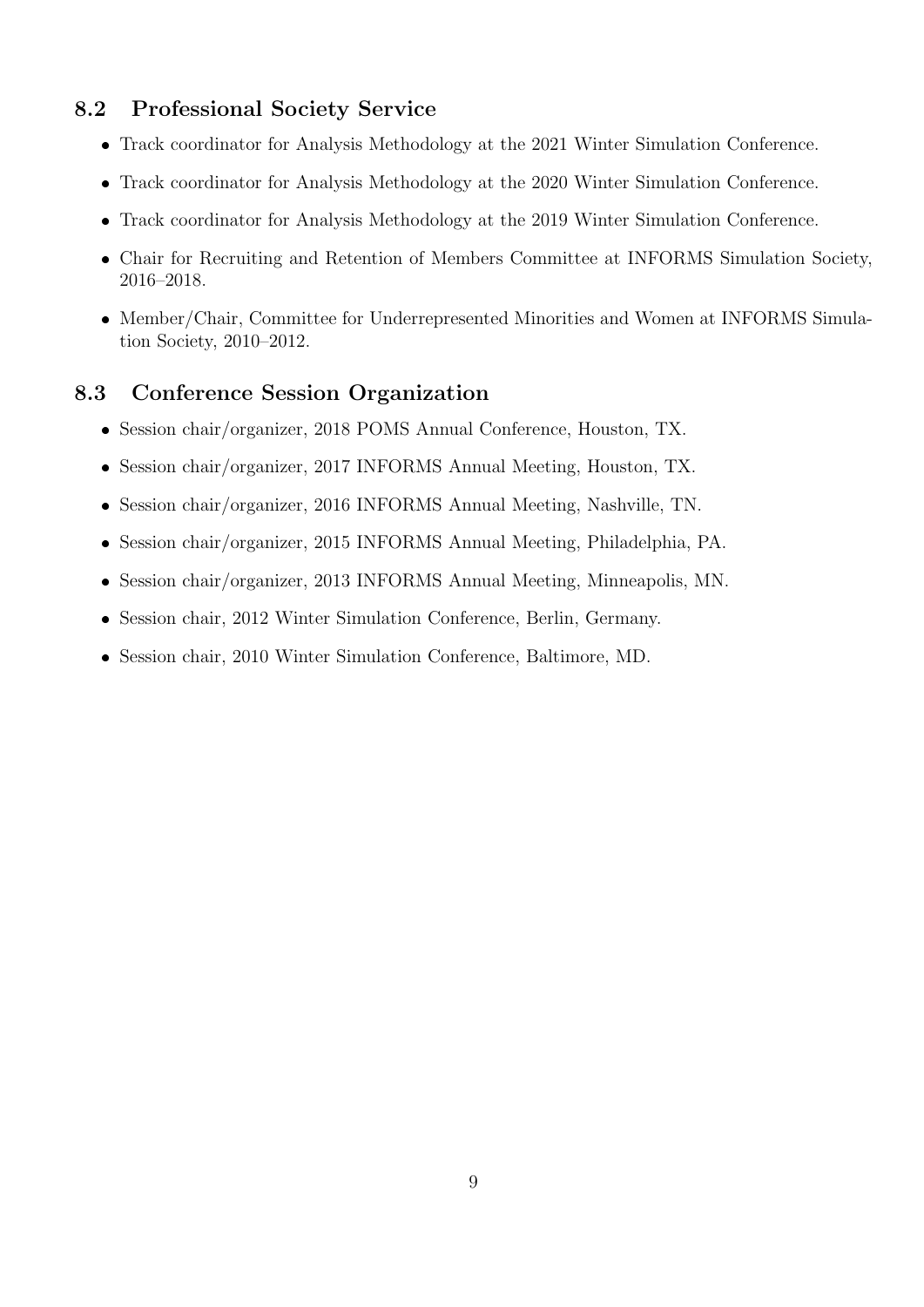## 8.2 Professional Society Service

- Track coordinator for Analysis Methodology at the 2021 Winter Simulation Conference.
- Track coordinator for Analysis Methodology at the 2020 Winter Simulation Conference.
- Track coordinator for Analysis Methodology at the 2019 Winter Simulation Conference.
- Chair for Recruiting and Retention of Members Committee at INFORMS Simulation Society, 2016–2018.
- Member/Chair, Committee for Underrepresented Minorities and Women at INFORMS Simulation Society, 2010–2012.

## 8.3 Conference Session Organization

- Session chair/organizer, 2018 POMS Annual Conference, Houston, TX.
- Session chair/organizer, 2017 INFORMS Annual Meeting, Houston, TX.
- Session chair/organizer, 2016 INFORMS Annual Meeting, Nashville, TN.
- Session chair/organizer, 2015 INFORMS Annual Meeting, Philadelphia, PA.
- Session chair/organizer, 2013 INFORMS Annual Meeting, Minneapolis, MN.
- Session chair, 2012 Winter Simulation Conference, Berlin, Germany.
- Session chair, 2010 Winter Simulation Conference, Baltimore, MD.